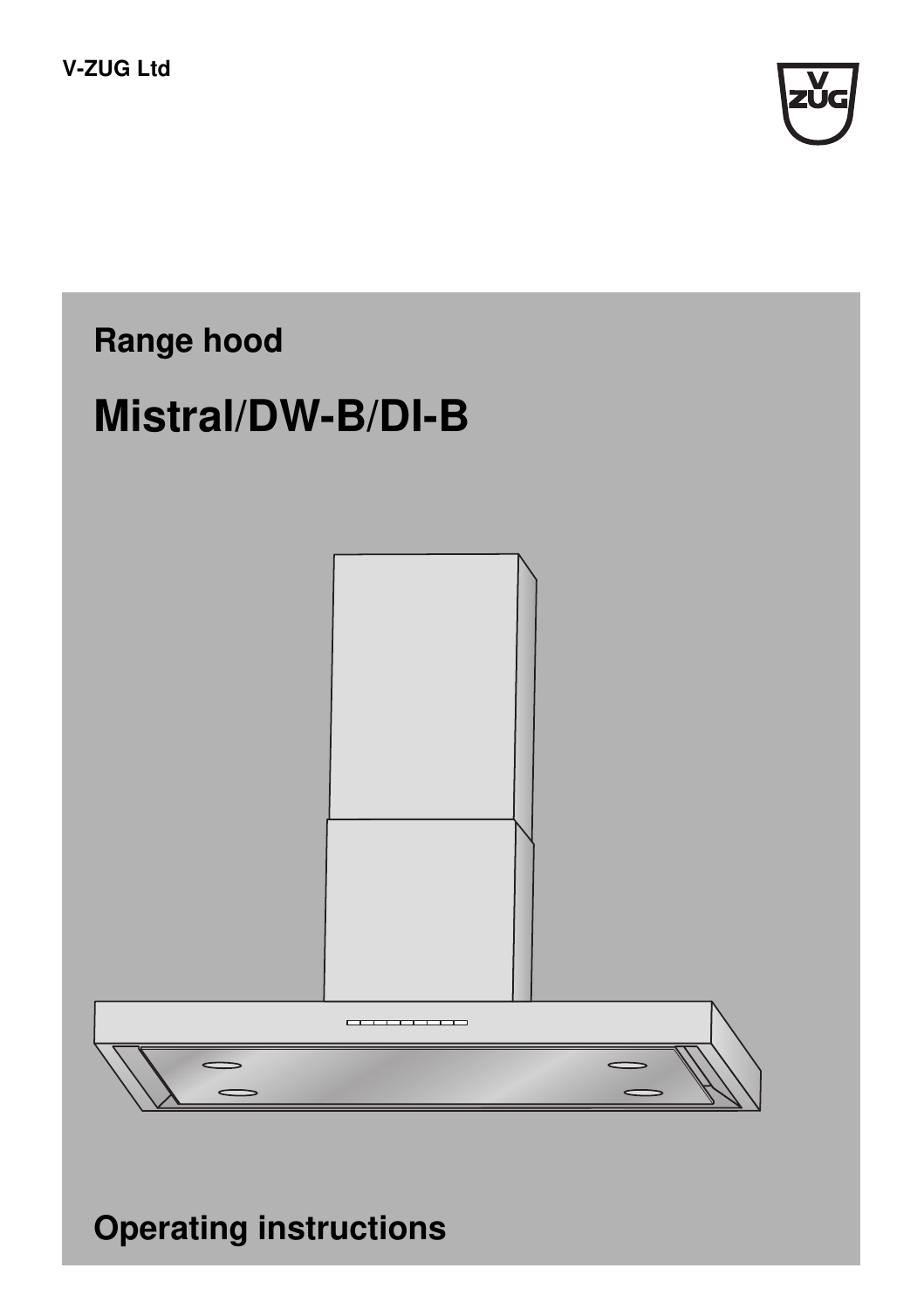V-ZUG Ltd

## Range hood

# Mistral/DW-B/DI-B

## Operating instructions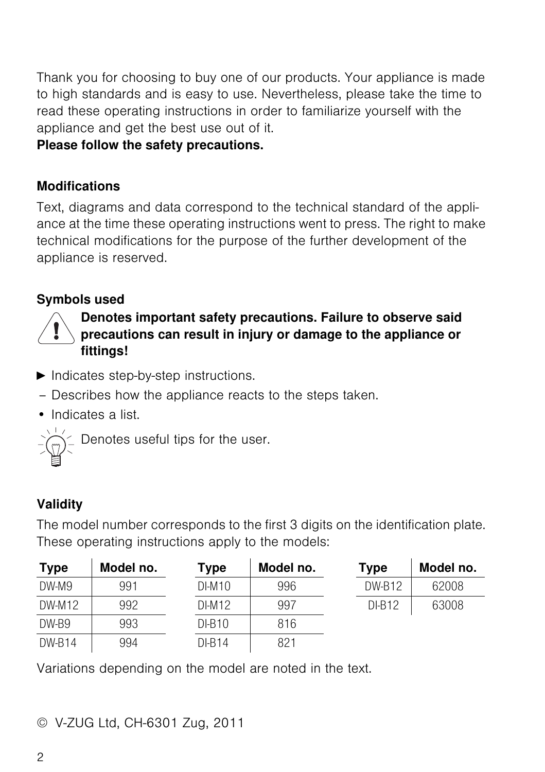Thank you for choosing to buy one of our products. Your appliance is made to high standards and is easy to use. Nevertheless, please take the time to read these operating instructions in order to familiarize yourself with the appliance and get the best use out of it.

**Please follow the safety precautions.**

### Modifications

Text, diagrams and data correspond to the technical standard of the appliance at the time these operating instructions went to press. The right to make technical modifications for the purpose of the further development of the appliance is reserved.

### Symbols used

⚠ **Denotes important safety precautions. Failure to observe said precautions can result in injury or damage to the appliance or fittings!**

► Indicates step-by-step instructions.

– Describes how the appliance reacts to the steps taken.

• Indicates a list.

💡 Denotes useful tips for the user.

### Validity

The model number corresponds to the first 3 digits on the identification plate. These operating instructions apply to the models:

| Type | Model no. |
|---|---|
| DW-M9 | 991 |
| DW-M12 | 992 |
| DW-B9 | 993 |
| DW-B14 | 994 |

| Type | Model no. |
|---|---|
| DI-M10 | 996 |
| DI-M12 | 997 |
| DI-B10 | 816 |
| DI-B14 | 821 |

| Type | Model no. |
|---|---|
| DW-B12 | 62008 |
| DI-B12 | 63008 |

Variations depending on the model are noted in the text.

© V-ZUG Ltd, CH-6301 Zug, 2011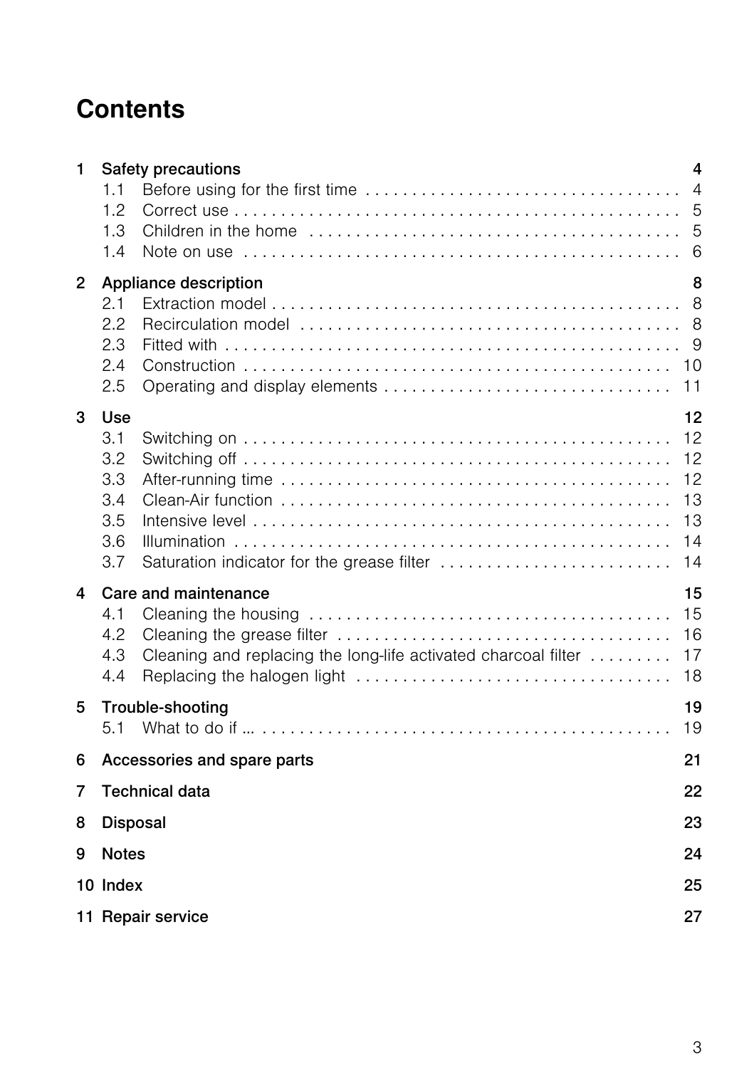# Contents

1 **Safety precautions** 4
- 1.1 Before using for the first time . . . . . . . . . . . . . . . . . . . . . . . . . . . . . . . . . . 4
- 1.2 Correct use . . . . . . . . . . . . . . . . . . . . . . . . . . . . . . . . . . . . . . . . . . . . . . . 5
- 1.3 Children in the home . . . . . . . . . . . . . . . . . . . . . . . . . . . . . . . . . . . . . . . . 5
- 1.4 Note on use . . . . . . . . . . . . . . . . . . . . . . . . . . . . . . . . . . . . . . . . . . . . . . . 6

2 **Appliance description** 8
- 2.1 Extraction model . . . . . . . . . . . . . . . . . . . . . . . . . . . . . . . . . . . . . . . . . . . 8
- 2.2 Recirculation model . . . . . . . . . . . . . . . . . . . . . . . . . . . . . . . . . . . . . . . . 8
- 2.3 Fitted with . . . . . . . . . . . . . . . . . . . . . . . . . . . . . . . . . . . . . . . . . . . . . . . . 9
- 2.4 Construction . . . . . . . . . . . . . . . . . . . . . . . . . . . . . . . . . . . . . . . . . . . . . . 10
- 2.5 Operating and display elements . . . . . . . . . . . . . . . . . . . . . . . . . . . . . . . 11

3 **Use** 12
- 3.1 Switching on . . . . . . . . . . . . . . . . . . . . . . . . . . . . . . . . . . . . . . . . . . . . . . 12
- 3.2 Switching off . . . . . . . . . . . . . . . . . . . . . . . . . . . . . . . . . . . . . . . . . . . . . . 12
- 3.3 After-running time . . . . . . . . . . . . . . . . . . . . . . . . . . . . . . . . . . . . . . . . . . 12
- 3.4 Clean-Air function . . . . . . . . . . . . . . . . . . . . . . . . . . . . . . . . . . . . . . . . . . 13
- 3.5 Intensive level . . . . . . . . . . . . . . . . . . . . . . . . . . . . . . . . . . . . . . . . . . . . . 13
- 3.6 Illumination . . . . . . . . . . . . . . . . . . . . . . . . . . . . . . . . . . . . . . . . . . . . . . . 14
- 3.7 Saturation indicator for the grease filter . . . . . . . . . . . . . . . . . . . . . . . . . 14

4 **Care and maintenance** 15
- 4.1 Cleaning the housing . . . . . . . . . . . . . . . . . . . . . . . . . . . . . . . . . . . . . . . . 15
- 4.2 Cleaning the grease filter . . . . . . . . . . . . . . . . . . . . . . . . . . . . . . . . . . . . 16
- 4.3 Cleaning and replacing the long-life activated charcoal filter . . . . . . . . . 17
- 4.4 Replacing the halogen light . . . . . . . . . . . . . . . . . . . . . . . . . . . . . . . . . . . 18

5 **Trouble-shooting** 19
- 5.1 What to do if ... . . . . . . . . . . . . . . . . . . . . . . . . . . . . . . . . . . . . . . . . . . . . 19

6 **Accessories and spare parts** 21

7 **Technical data** 22

8 **Disposal** 23

9 **Notes** 24

10 **Index** 25

11 **Repair service** 27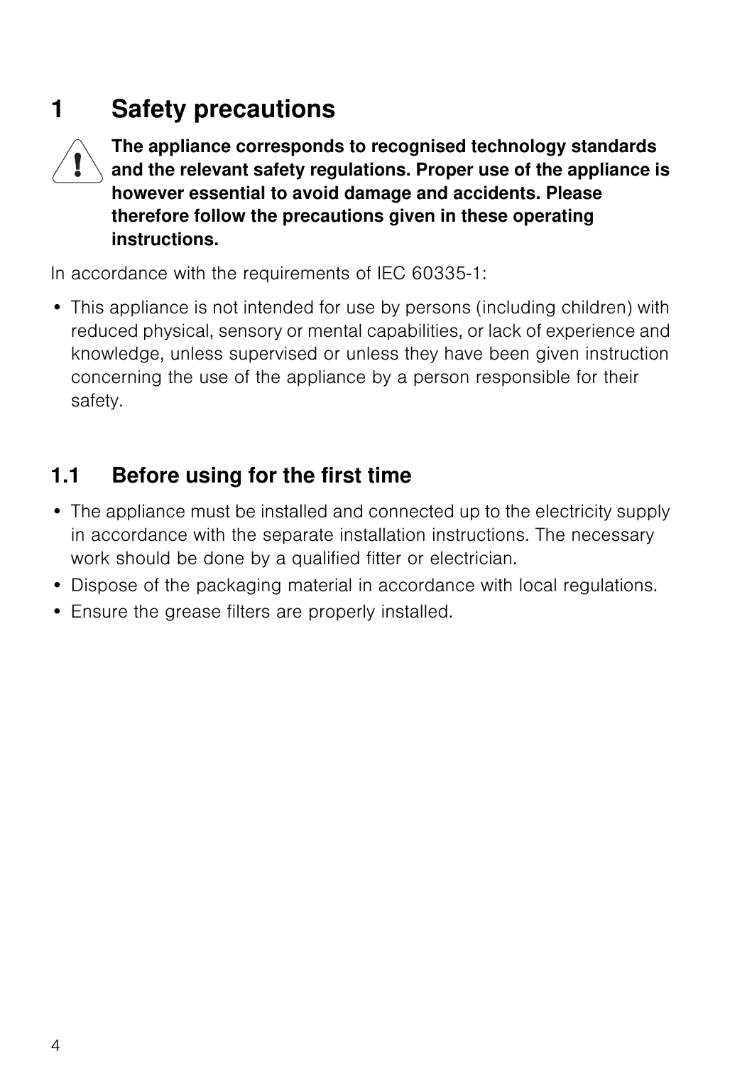# 1 Safety precautions

**The appliance corresponds to recognised technology standards and the relevant safety regulations. Proper use of the appliance is however essential to avoid damage and accidents. Please therefore follow the precautions given in these operating instructions.**

In accordance with the requirements of IEC 60335-1:

- This appliance is not intended for use by persons (including children) with reduced physical, sensory or mental capabilities, or lack of experience and knowledge, unless supervised or unless they have been given instruction concerning the use of the appliance by a person responsible for their safety.

## 1.1 Before using for the first time

- The appliance must be installed and connected up to the electricity supply in accordance with the separate installation instructions. The necessary work should be done by a qualified fitter or electrician.
- Dispose of the packaging material in accordance with local regulations.
- Ensure the grease filters are properly installed.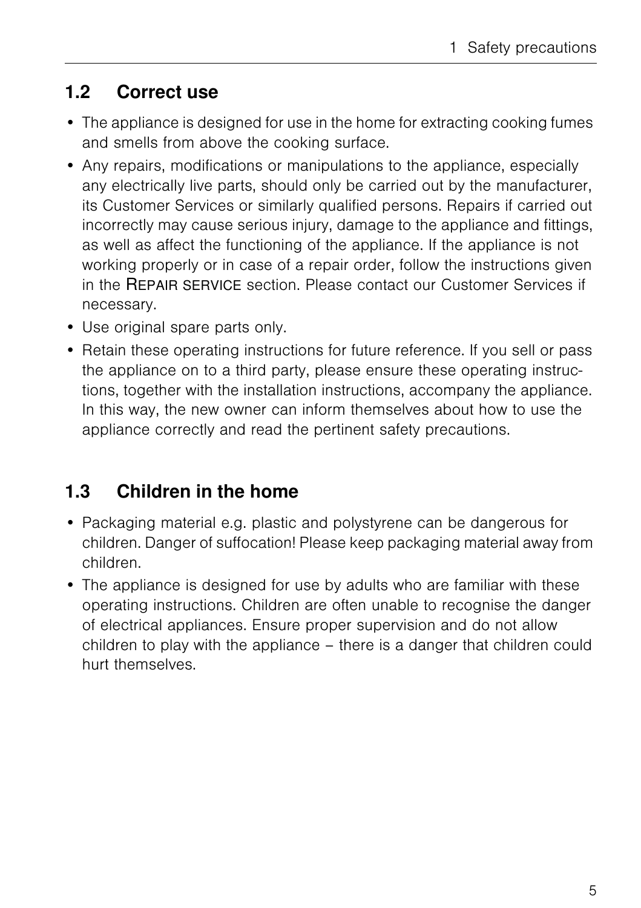## 1.2 Correct use

- The appliance is designed for use in the home for extracting cooking fumes and smells from above the cooking surface.
- Any repairs, modifications or manipulations to the appliance, especially any electrically live parts, should only be carried out by the manufacturer, its Customer Services or similarly qualified persons. Repairs if carried out incorrectly may cause serious injury, damage to the appliance and fittings, as well as affect the functioning of the appliance. If the appliance is not working properly or in case of a repair order, follow the instructions given in the REPAIR SERVICE section. Please contact our Customer Services if necessary.
- Use original spare parts only.
- Retain these operating instructions for future reference. If you sell or pass the appliance on to a third party, please ensure these operating instructions, together with the installation instructions, accompany the appliance. In this way, the new owner can inform themselves about how to use the appliance correctly and read the pertinent safety precautions.

## 1.3 Children in the home

- Packaging material e.g. plastic and polystyrene can be dangerous for children. Danger of suffocation! Please keep packaging material away from children.
- The appliance is designed for use by adults who are familiar with these operating instructions. Children are often unable to recognise the danger of electrical appliances. Ensure proper supervision and do not allow children to play with the appliance – there is a danger that children could hurt themselves.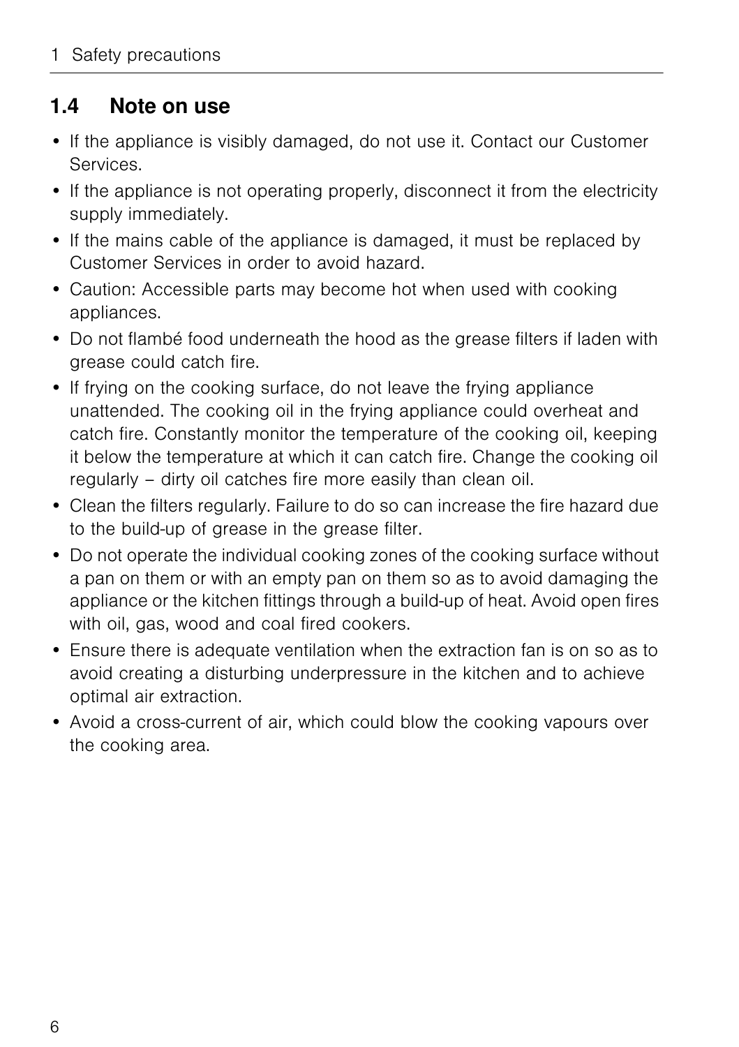## 1.4 Note on use

- If the appliance is visibly damaged, do not use it. Contact our Customer Services.
- If the appliance is not operating properly, disconnect it from the electricity supply immediately.
- If the mains cable of the appliance is damaged, it must be replaced by Customer Services in order to avoid hazard.
- Caution: Accessible parts may become hot when used with cooking appliances.
- Do not flambé food underneath the hood as the grease filters if laden with grease could catch fire.
- If frying on the cooking surface, do not leave the frying appliance unattended. The cooking oil in the frying appliance could overheat and catch fire. Constantly monitor the temperature of the cooking oil, keeping it below the temperature at which it can catch fire. Change the cooking oil regularly – dirty oil catches fire more easily than clean oil.
- Clean the filters regularly. Failure to do so can increase the fire hazard due to the build-up of grease in the grease filter.
- Do not operate the individual cooking zones of the cooking surface without a pan on them or with an empty pan on them so as to avoid damaging the appliance or the kitchen fittings through a build-up of heat. Avoid open fires with oil, gas, wood and coal fired cookers.
- Ensure there is adequate ventilation when the extraction fan is on so as to avoid creating a disturbing underpressure in the kitchen and to achieve optimal air extraction.
- Avoid a cross-current of air, which could blow the cooking vapours over the cooking area.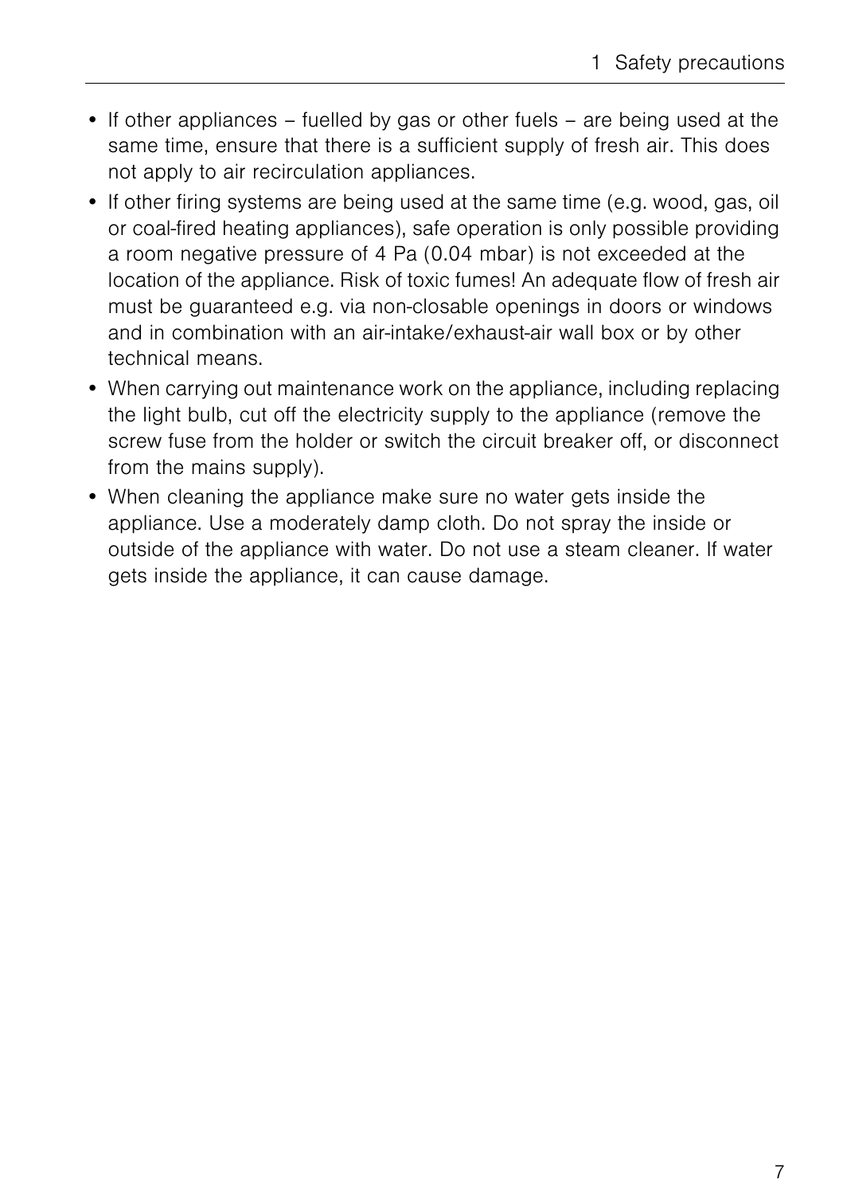- If other appliances – fuelled by gas or other fuels – are being used at the same time, ensure that there is a sufficient supply of fresh air. This does not apply to air recirculation appliances.
- If other firing systems are being used at the same time (e.g. wood, gas, oil or coal-fired heating appliances), safe operation is only possible providing a room negative pressure of 4 Pa (0.04 mbar) is not exceeded at the location of the appliance. Risk of toxic fumes! An adequate flow of fresh air must be guaranteed e.g. via non-closable openings in doors or windows and in combination with an air-intake/exhaust-air wall box or by other technical means.
- When carrying out maintenance work on the appliance, including replacing the light bulb, cut off the electricity supply to the appliance (remove the screw fuse from the holder or switch the circuit breaker off, or disconnect from the mains supply).
- When cleaning the appliance make sure no water gets inside the appliance. Use a moderately damp cloth. Do not spray the inside or outside of the appliance with water. Do not use a steam cleaner. If water gets inside the appliance, it can cause damage.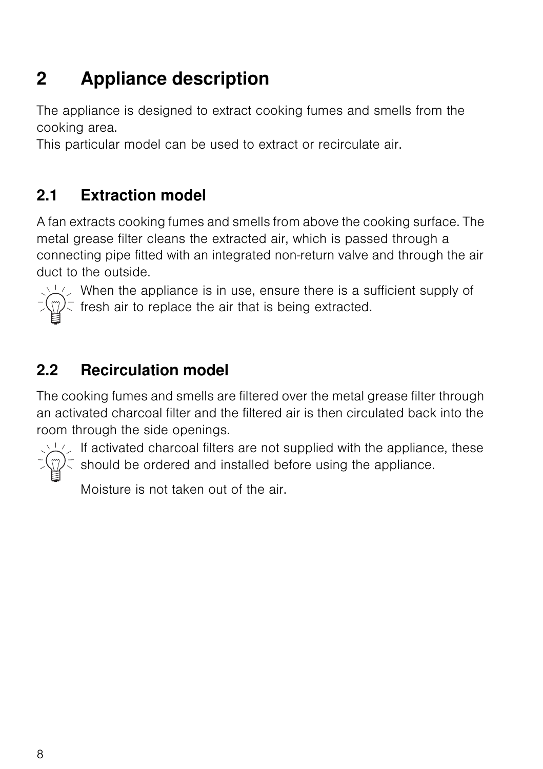# 2 Appliance description

The appliance is designed to extract cooking fumes and smells from the cooking area.
This particular model can be used to extract or recirculate air.

## 2.1 Extraction model

A fan extracts cooking fumes and smells from above the cooking surface. The metal grease filter cleans the extracted air, which is passed through a connecting pipe fitted with an integrated non-return valve and through the air duct to the outside.

When the appliance is in use, ensure there is a sufficient supply of fresh air to replace the air that is being extracted.

## 2.2 Recirculation model

The cooking fumes and smells are filtered over the metal grease filter through an activated charcoal filter and the filtered air is then circulated back into the room through the side openings.

If activated charcoal filters are not supplied with the appliance, these should be ordered and installed before using the appliance.

Moisture is not taken out of the air.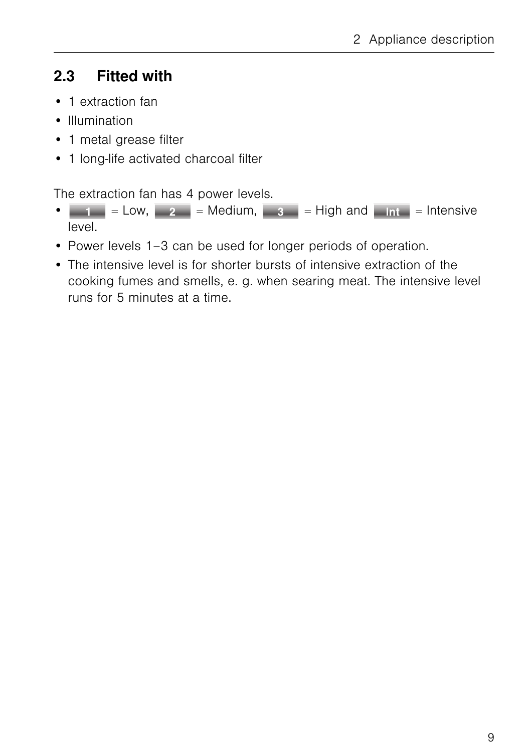## 2.3 Fitted with

- 1 extraction fan
- Illumination
- 1 metal grease filter
- 1 long-life activated charcoal filter

The extraction fan has 4 power levels.

- 1 = Low, 2 = Medium, 3 = High and Int = Intensive level.
- Power levels 1–3 can be used for longer periods of operation.
- The intensive level is for shorter bursts of intensive extraction of the cooking fumes and smells, e. g. when searing meat. The intensive level runs for 5 minutes at a time.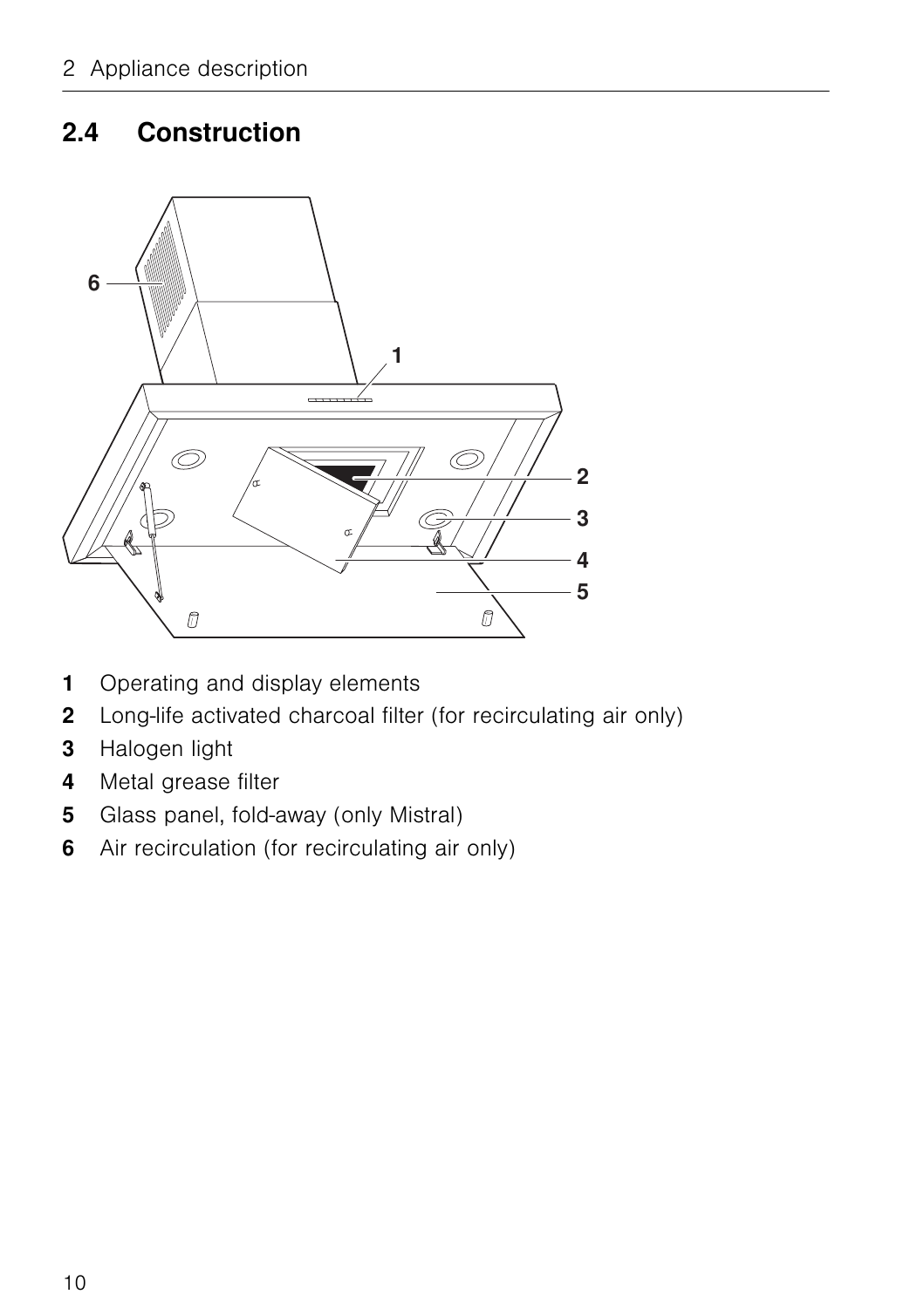## 2.4 Construction

**1** Operating and display elements
**2** Long-life activated charcoal filter (for recirculating air only)
**3** Halogen light
**4** Metal grease filter
**5** Glass panel, fold-away (only Mistral)
**6** Air recirculation (for recirculating air only)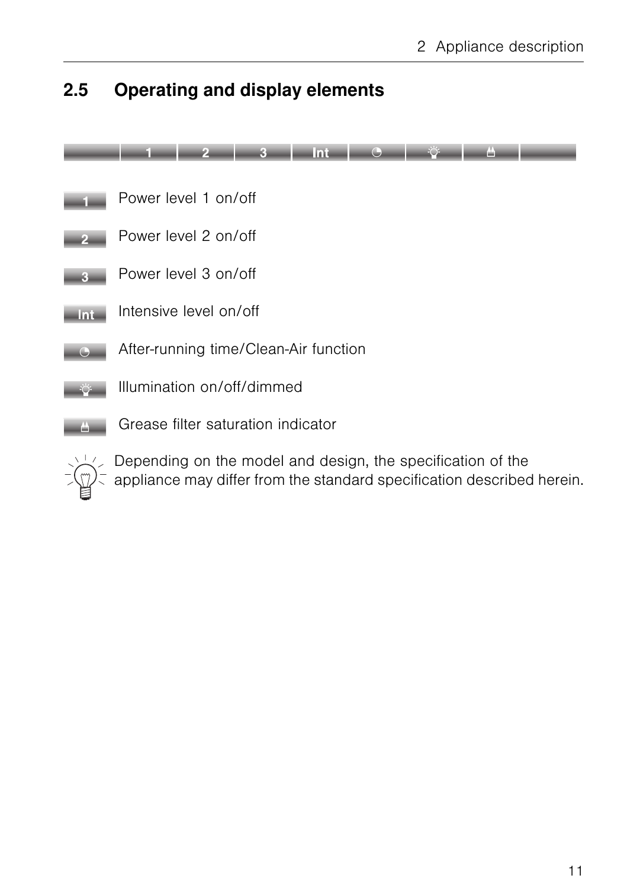## 2.5 Operating and display elements

| | 1 | 2 | 3 | Int | ◔ | ☼ | ♨ | |
|---|---|---|---|---|---|---|---|---|

| Button | Function |
|---|---|
| 1 | Power level 1 on/off |
| 2 | Power level 2 on/off |
| 3 | Power level 3 on/off |
| Int | Intensive level on/off |
| ◔ | After-running time/Clean-Air function |
| ☼ | Illumination on/off/dimmed |
| ♨ | Grease filter saturation indicator |

Depending on the model and design, the specification of the appliance may differ from the standard specification described herein.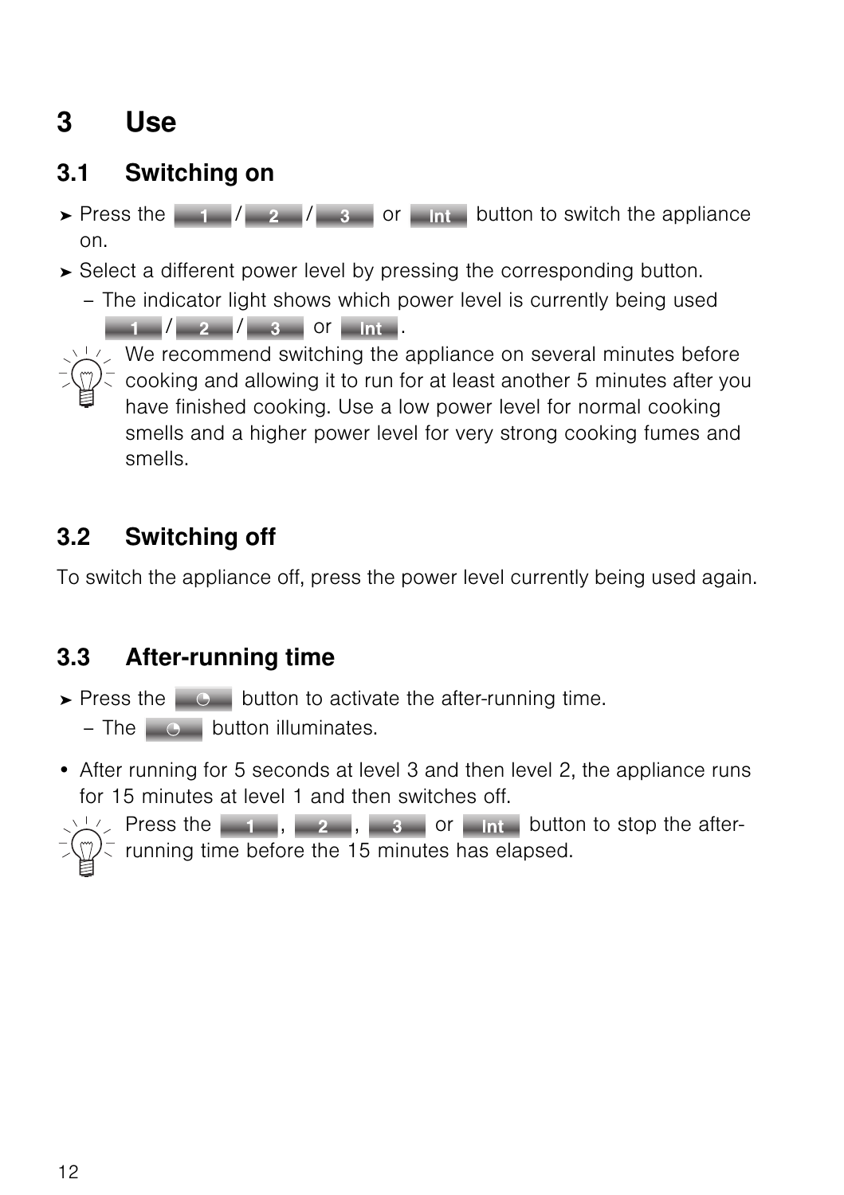# 3 Use

## 3.1 Switching on

➤ Press the 1 / 2 / 3 or Int button to switch the appliance on.

➤ Select a different power level by pressing the corresponding button.

– The indicator light shows which power level is currently being used 1 / 2 / 3 or Int.

We recommend switching the appliance on several minutes before cooking and allowing it to run for at least another 5 minutes after you have finished cooking. Use a low power level for normal cooking smells and a higher power level for very strong cooking fumes and smells.

## 3.2 Switching off

To switch the appliance off, press the power level currently being used again.

## 3.3 After-running time

➤ Press the ◔ button to activate the after-running time.

– The ◔ button illuminates.

- After running for 5 seconds at level 3 and then level 2, the appliance runs for 15 minutes at level 1 and then switches off.

Press the 1, 2, 3 or Int button to stop the after-running time before the 15 minutes has elapsed.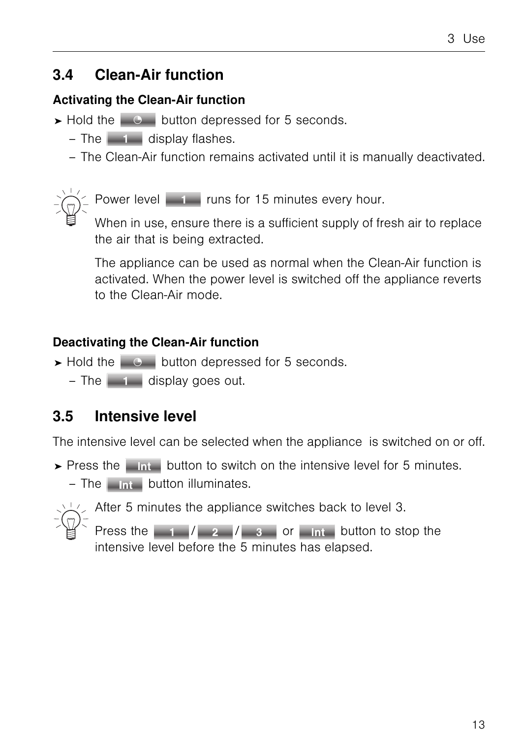## 3.4 Clean-Air function

### Activating the Clean-Air function

➤ Hold the ◔ button depressed for 5 seconds.
- The 1 display flashes.
- The Clean-Air function remains activated until it is manually deactivated.

Power level 1 runs for 15 minutes every hour.

When in use, ensure there is a sufficient supply of fresh air to replace the air that is being extracted.

The appliance can be used as normal when the Clean-Air function is activated. When the power level is switched off the appliance reverts to the Clean-Air mode.

### Deactivating the Clean-Air function

➤ Hold the ◔ button depressed for 5 seconds.
- The 1 display goes out.

## 3.5 Intensive level

The intensive level can be selected when the appliance is switched on or off.

➤ Press the Int button to switch on the intensive level for 5 minutes.
- The Int button illuminates.

After 5 minutes the appliance switches back to level 3.

Press the 1 / 2 / 3 or Int button to stop the intensive level before the 5 minutes has elapsed.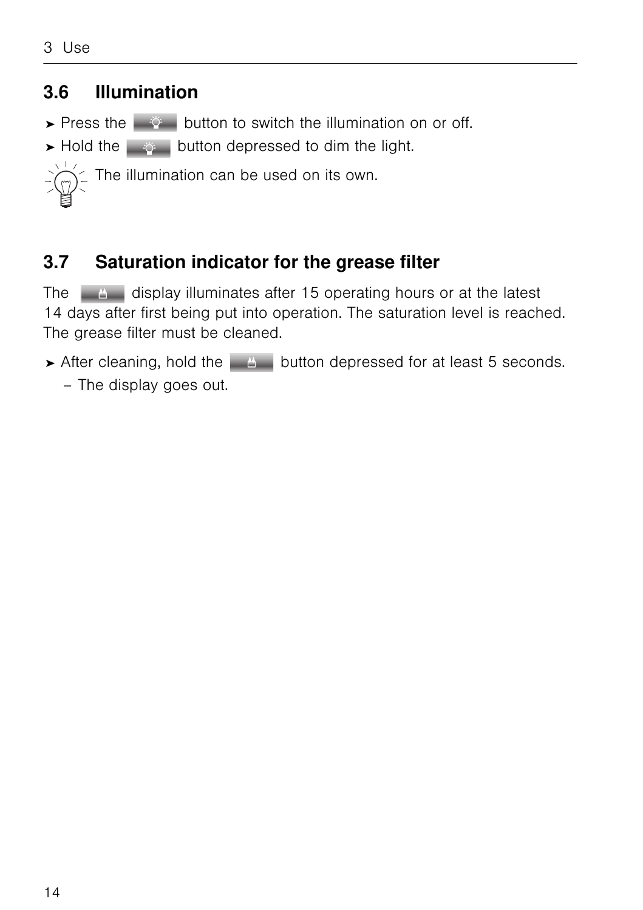## 3.6 Illumination

➤ Press the button to switch the illumination on or off.

➤ Hold the button depressed to dim the light.

The illumination can be used on its own.

## 3.7 Saturation indicator for the grease filter

The display illuminates after 15 operating hours or at the latest 14 days after first being put into operation. The saturation level is reached. The grease filter must be cleaned.

➤ After cleaning, hold the button depressed for at least 5 seconds.

– The display goes out.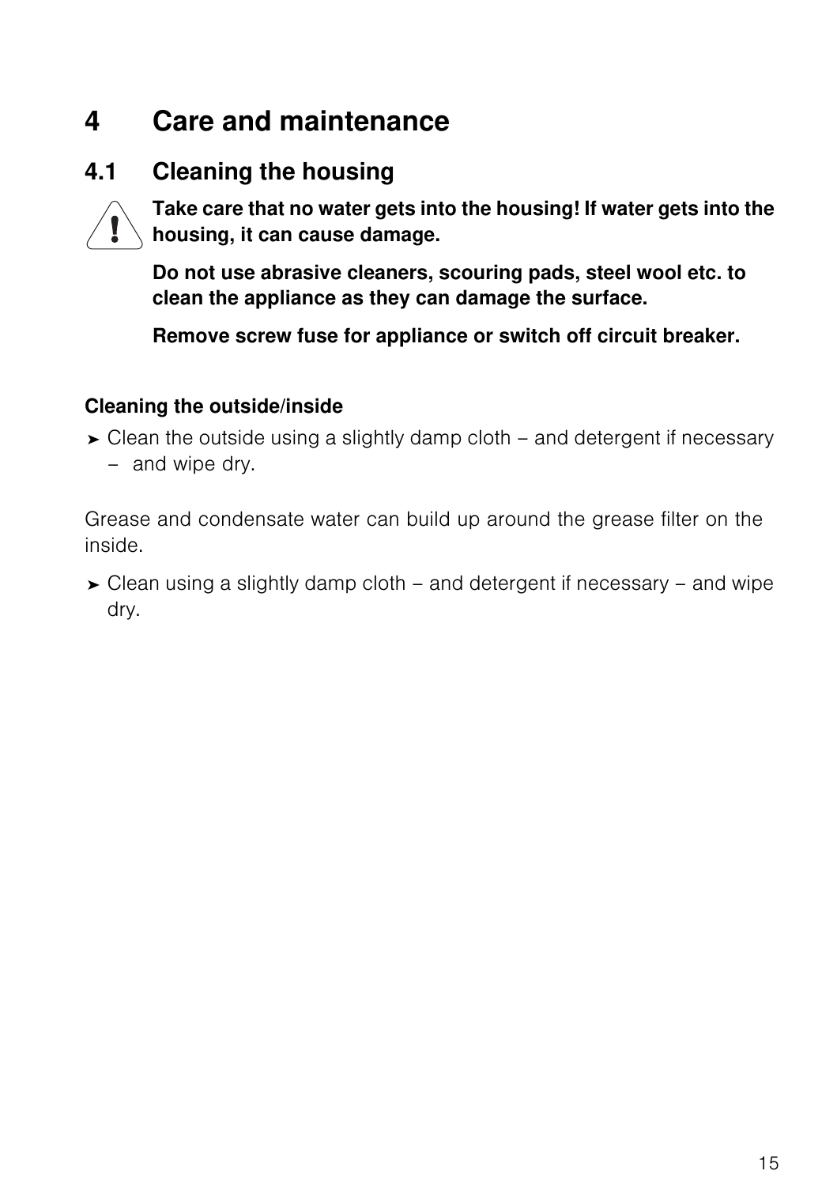# 4 Care and maintenance

## 4.1 Cleaning the housing

**Take care that no water gets into the housing! If water gets into the housing, it can cause damage.**

**Do not use abrasive cleaners, scouring pads, steel wool etc. to clean the appliance as they can damage the surface.**

**Remove screw fuse for appliance or switch off circuit breaker.**

**Cleaning the outside/inside**

➤ Clean the outside using a slightly damp cloth – and detergent if necessary – and wipe dry.

Grease and condensate water can build up around the grease filter on the inside.

➤ Clean using a slightly damp cloth – and detergent if necessary – and wipe dry.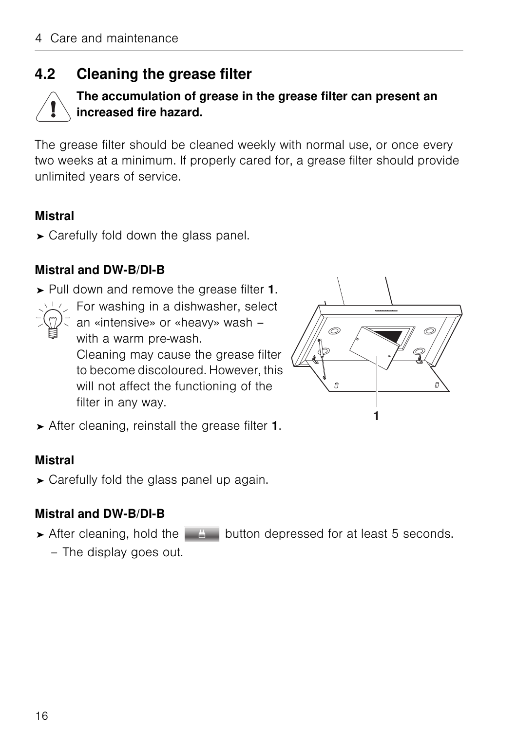## 4.2 Cleaning the grease filter

**The accumulation of grease in the grease filter can present an increased fire hazard.**

The grease filter should be cleaned weekly with normal use, or once every two weeks at a minimum. If properly cared for, a grease filter should provide unlimited years of service.

**Mistral**

➤ Carefully fold down the glass panel.

**Mistral and DW-B/DI-B**

➤ Pull down and remove the grease filter **1**.

For washing in a dishwasher, select an «intensive» or «heavy» wash – with a warm pre-wash.
Cleaning may cause the grease filter to become discoloured. However, this will not affect the functioning of the filter in any way.

➤ After cleaning, reinstall the grease filter **1**.

**Mistral**

➤ Carefully fold the glass panel up again.

**Mistral and DW-B/DI-B**

➤ After cleaning, hold the button depressed for at least 5 seconds.
  – The display goes out.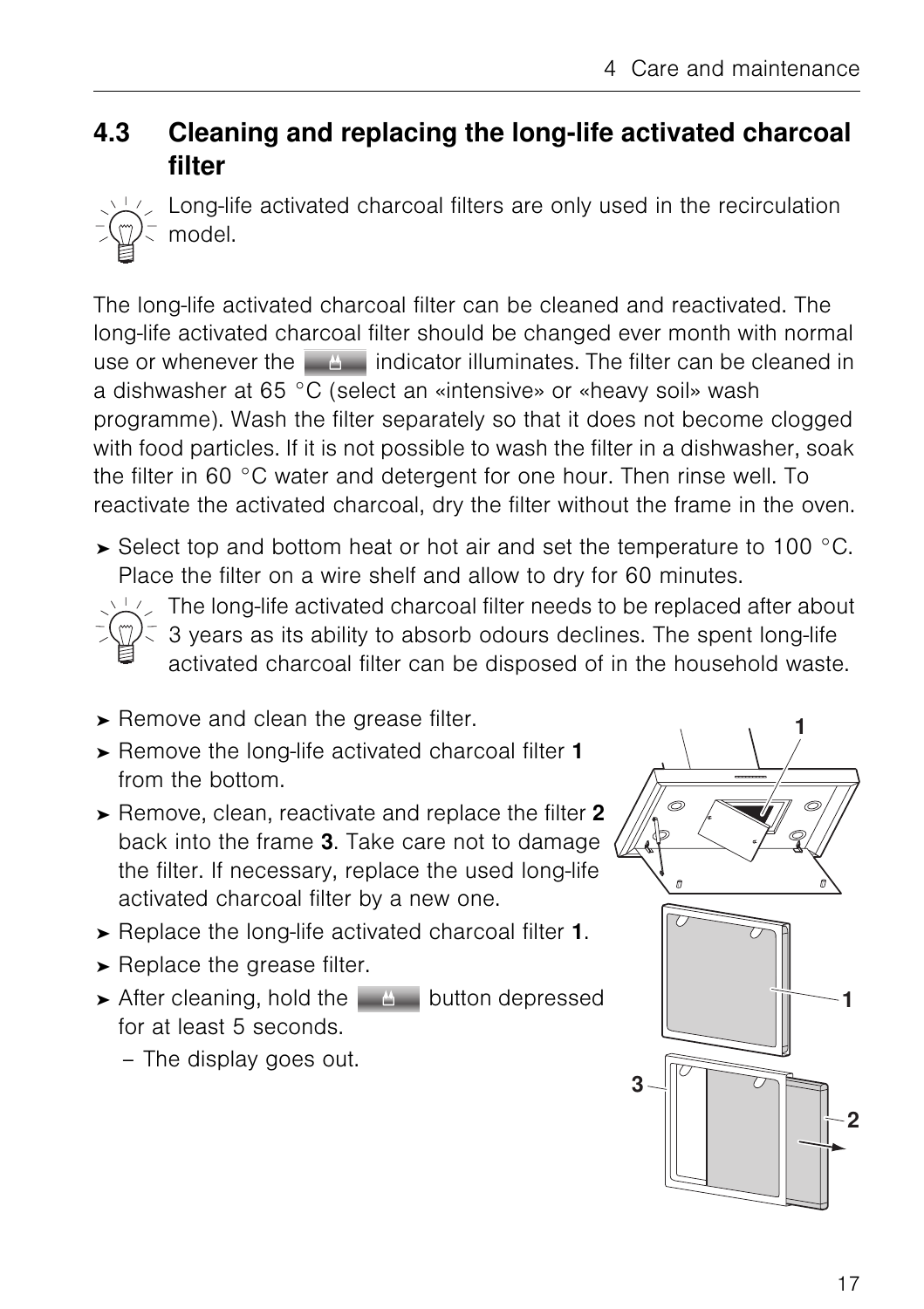## 4.3 Cleaning and replacing the long-life activated charcoal filter

Long-life activated charcoal filters are only used in the recirculation model.

The long-life activated charcoal filter can be cleaned and reactivated. The long-life activated charcoal filter should be changed ever month with normal use or whenever the indicator illuminates. The filter can be cleaned in a dishwasher at 65 °C (select an «intensive» or «heavy soil» wash programme). Wash the filter separately so that it does not become clogged with food particles. If it is not possible to wash the filter in a dishwasher, soak the filter in 60 °C water and detergent for one hour. Then rinse well. To reactivate the activated charcoal, dry the filter without the frame in the oven.

➤ Select top and bottom heat or hot air and set the temperature to 100 °C. Place the filter on a wire shelf and allow to dry for 60 minutes.

The long-life activated charcoal filter needs to be replaced after about 3 years as its ability to absorb odours declines. The spent long-life activated charcoal filter can be disposed of in the household waste.

➤ Remove and clean the grease filter.

➤ Remove the long-life activated charcoal filter **1** from the bottom.

➤ Remove, clean, reactivate and replace the filter **2** back into the frame **3**. Take care not to damage the filter. If necessary, replace the used long-life activated charcoal filter by a new one.

➤ Replace the long-life activated charcoal filter **1**.

➤ Replace the grease filter.

➤ After cleaning, hold the button depressed for at least 5 seconds.

  – The display goes out.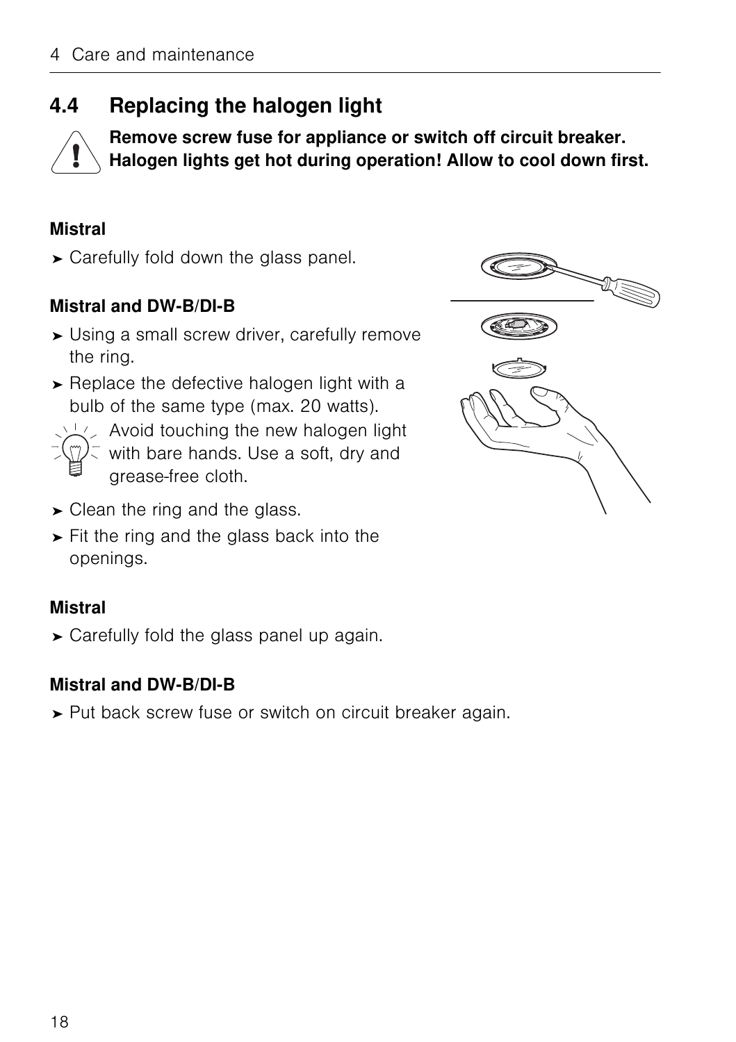## 4.4 Replacing the halogen light

**Remove screw fuse for appliance or switch off circuit breaker. Halogen lights get hot during operation! Allow to cool down first.**

**Mistral**

➤ Carefully fold down the glass panel.

**Mistral and DW-B/DI-B**

➤ Using a small screw driver, carefully remove the ring.

➤ Replace the defective halogen light with a bulb of the same type (max. 20 watts).

Avoid touching the new halogen light with bare hands. Use a soft, dry and grease-free cloth.

➤ Clean the ring and the glass.

➤ Fit the ring and the glass back into the openings.

**Mistral**

➤ Carefully fold the glass panel up again.

**Mistral and DW-B/DI-B**

➤ Put back screw fuse or switch on circuit breaker again.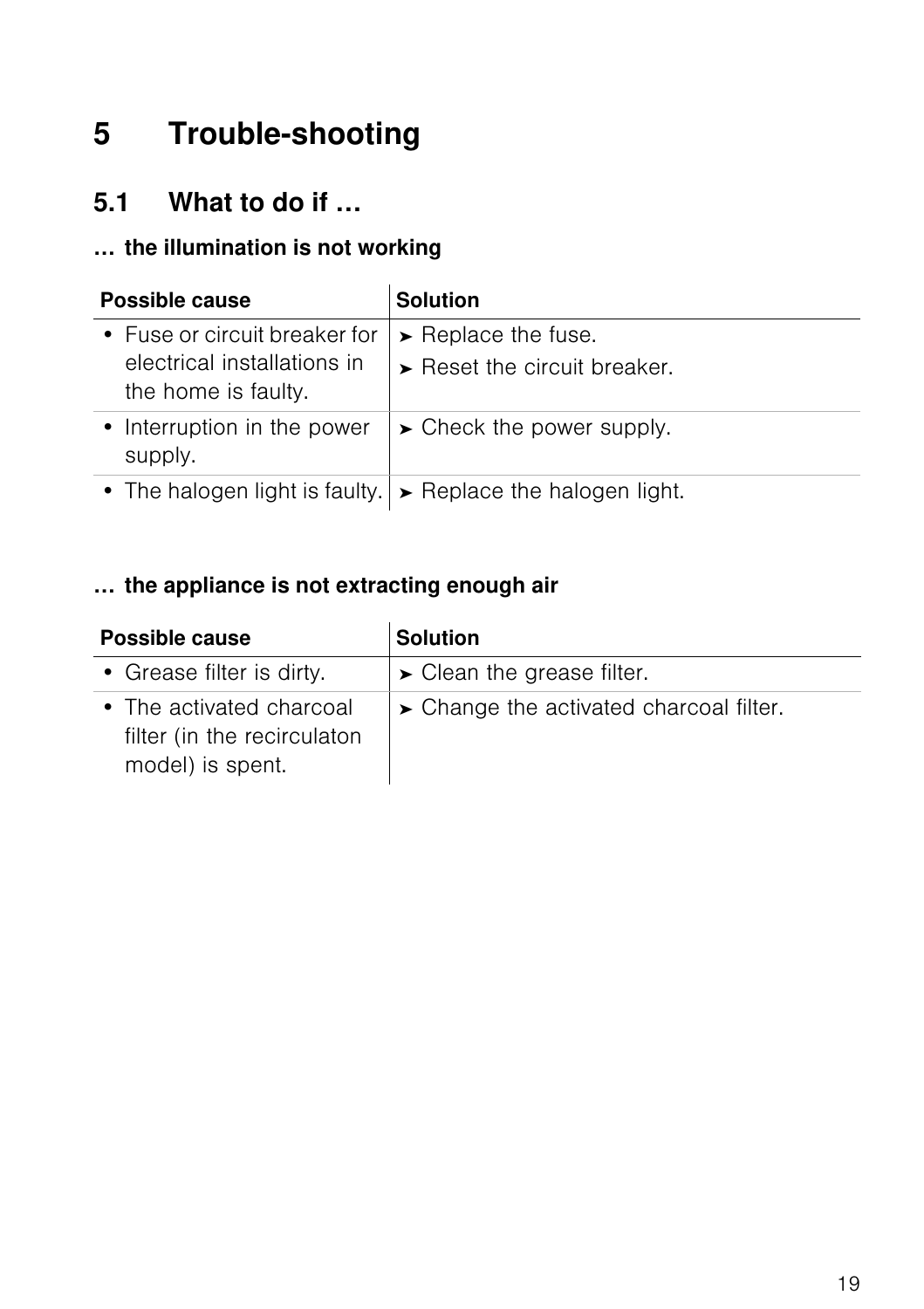# 5 Trouble-shooting

## 5.1 What to do if …

**… the illumination is not working**

| Possible cause | Solution |
|---|---|
| • Fuse or circuit breaker for electrical installations in the home is faulty. | ➤ Replace the fuse.<br>➤ Reset the circuit breaker. |
| • Interruption in the power supply. | ➤ Check the power supply. |
| • The halogen light is faulty. | ➤ Replace the halogen light. |

**… the appliance is not extracting enough air**

| Possible cause | Solution |
|---|---|
| • Grease filter is dirty. | ➤ Clean the grease filter. |
| • The activated charcoal filter (in the recirculaton model) is spent. | ➤ Change the activated charcoal filter. |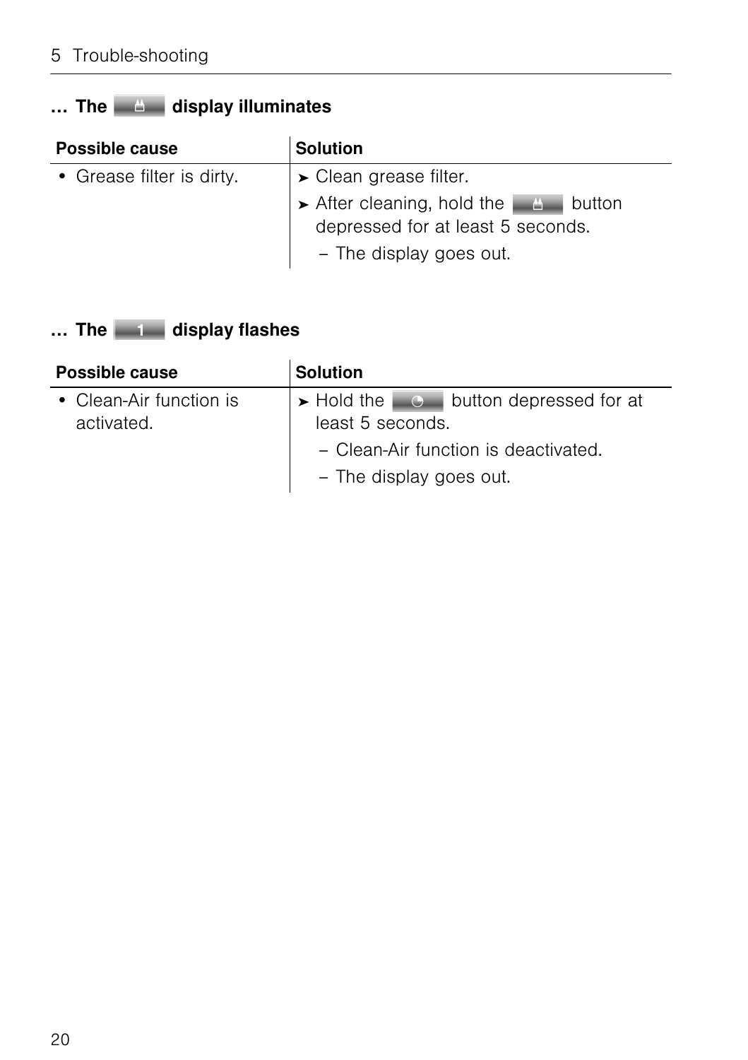### … The display illuminates

| Possible cause | Solution |
| --- | --- |
| • Grease filter is dirty. | ➤ Clean grease filter.<br>➤ After cleaning, hold the button depressed for at least 5 seconds.<br>– The display goes out. |

### … The 1 display flashes

| Possible cause | Solution |
| --- | --- |
| • Clean-Air function is activated. | ➤ Hold the button depressed for at least 5 seconds.<br>– Clean-Air function is deactivated.<br>– The display goes out. |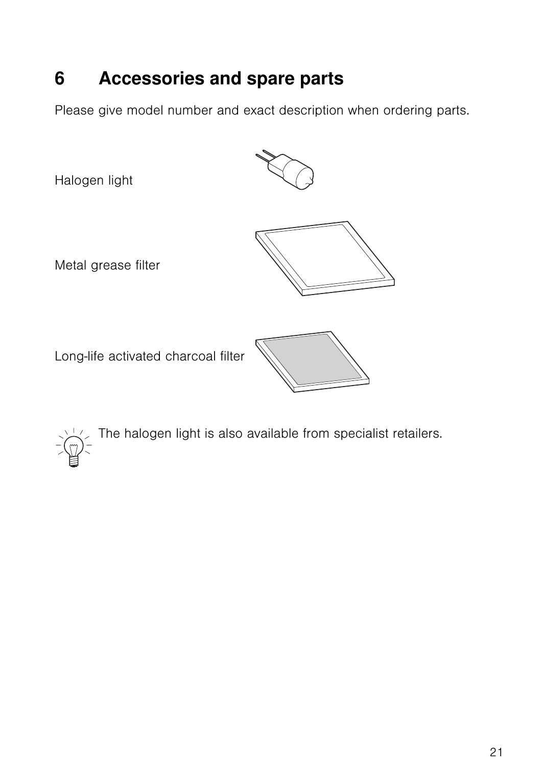# 6 Accessories and spare parts

Please give model number and exact description when ordering parts.

Halogen light

Metal grease filter

Long-life activated charcoal filter

The halogen light is also available from specialist retailers.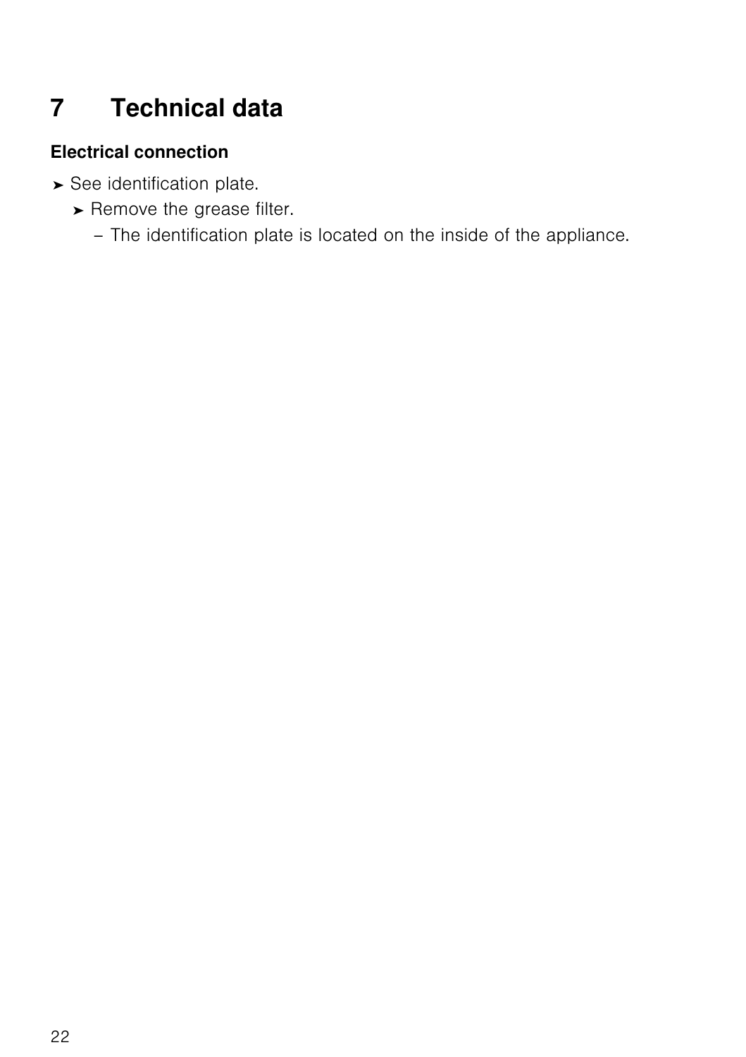# 7 Technical data

**Electrical connection**

➤ See identification plate.
  ➤ Remove the grease filter.
    – The identification plate is located on the inside of the appliance.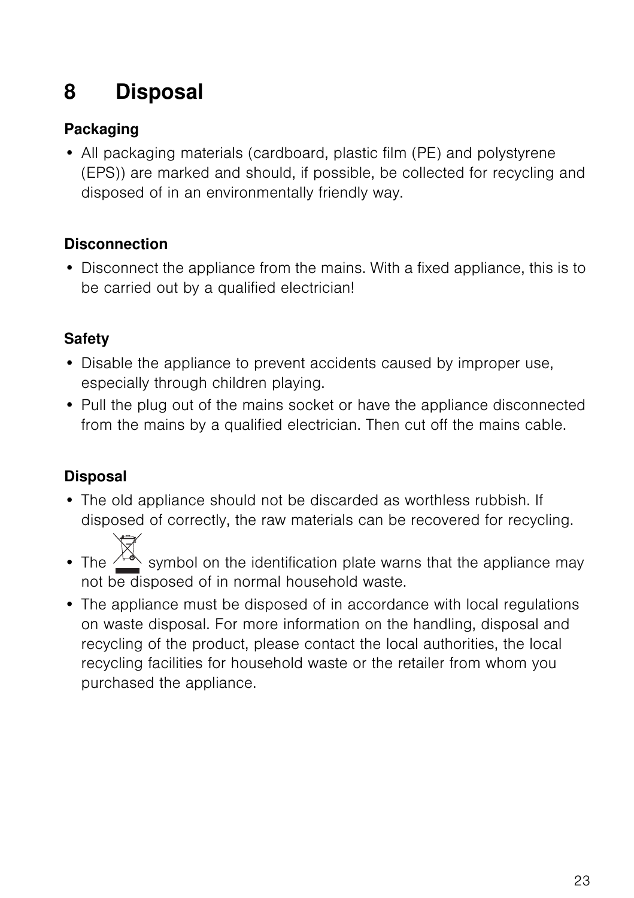# 8 Disposal

**Packaging**

- All packaging materials (cardboard, plastic film (PE) and polystyrene (EPS)) are marked and should, if possible, be collected for recycling and disposed of in an environmentally friendly way.

**Disconnection**

- Disconnect the appliance from the mains. With a fixed appliance, this is to be carried out by a qualified electrician!

**Safety**

- Disable the appliance to prevent accidents caused by improper use, especially through children playing.
- Pull the plug out of the mains socket or have the appliance disconnected from the mains by a qualified electrician. Then cut off the mains cable.

**Disposal**

- The old appliance should not be discarded as worthless rubbish. If disposed of correctly, the raw materials can be recovered for recycling.
- The symbol on the identification plate warns that the appliance may not be disposed of in normal household waste.
- The appliance must be disposed of in accordance with local regulations on waste disposal. For more information on the handling, disposal and recycling of the product, please contact the local authorities, the local recycling facilities for household waste or the retailer from whom you purchased the appliance.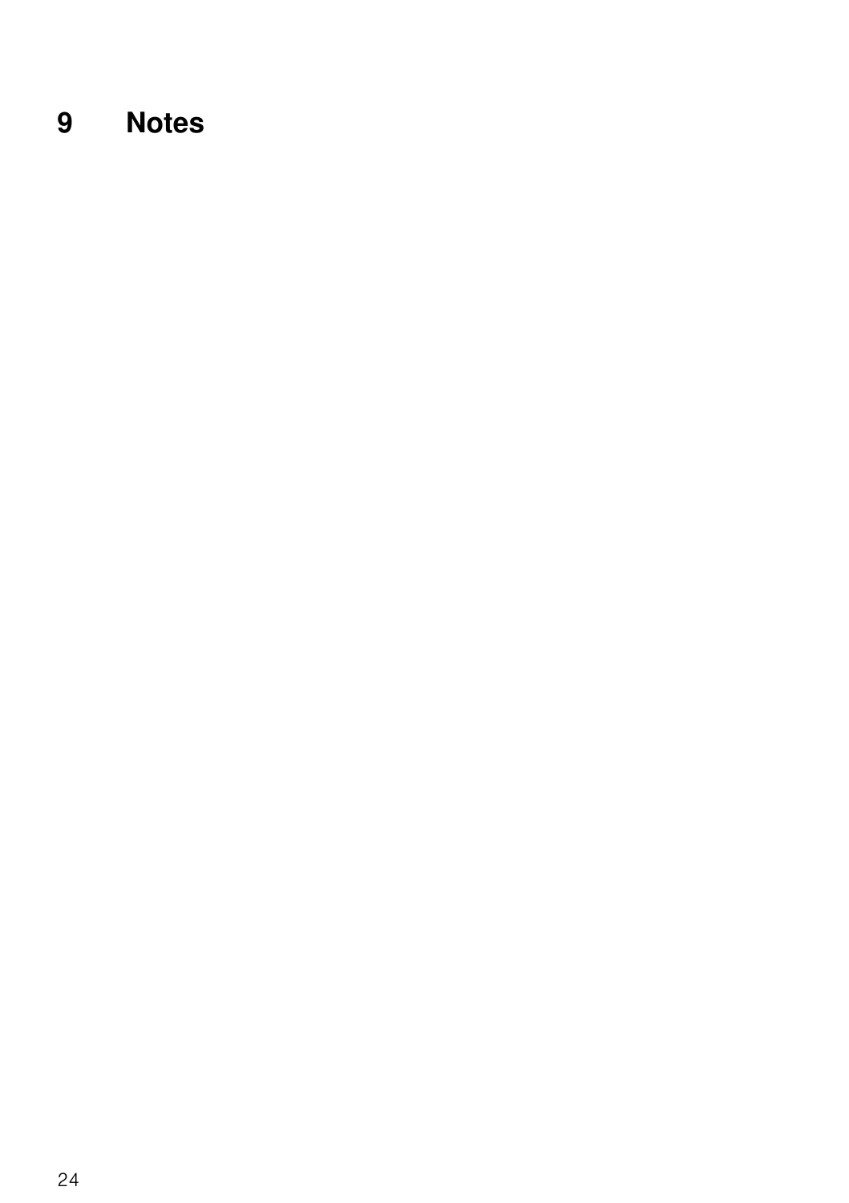# 9 Notes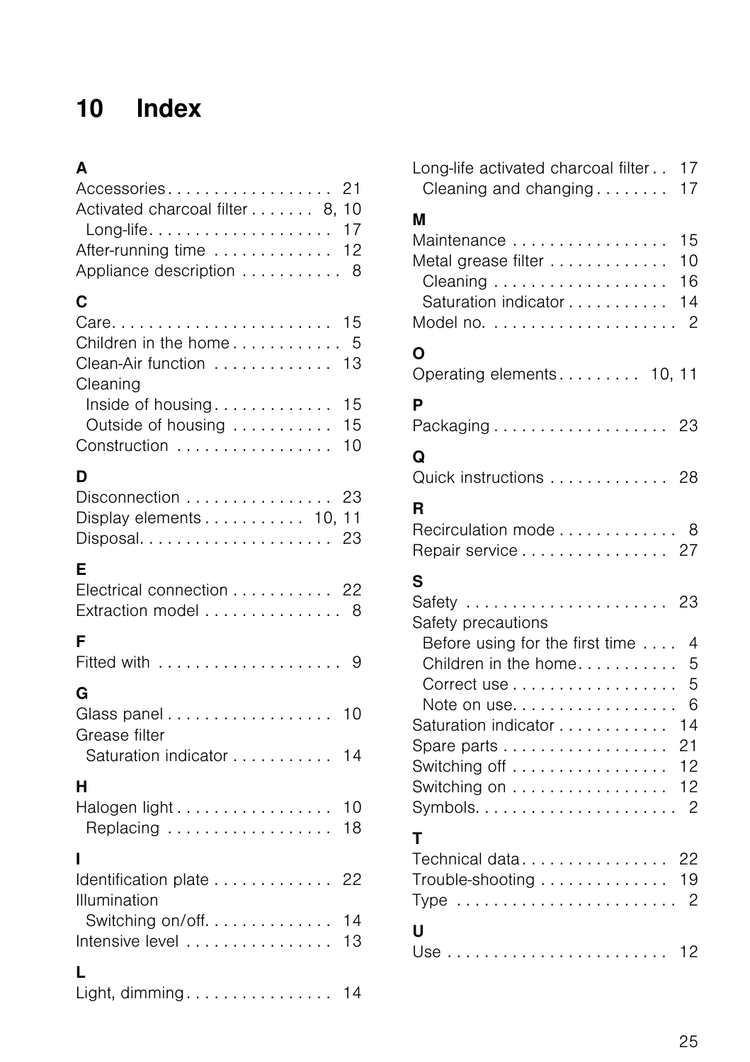# 10 Index

**A**

Accessories . . . . . . . . . . . . . . . . . . 21
Activated charcoal filter . . . . . . . 8, 10
  Long-life . . . . . . . . . . . . . . . . . . . . 17
After-running time . . . . . . . . . . . . . 12
Appliance description . . . . . . . . . . . 8

**C**

Care . . . . . . . . . . . . . . . . . . . . . . . . 15
Children in the home . . . . . . . . . . . . 5
Clean-Air function . . . . . . . . . . . . . 13
Cleaning
  Inside of housing . . . . . . . . . . . . . 15
  Outside of housing . . . . . . . . . . . 15
Construction . . . . . . . . . . . . . . . . . 10

**D**

Disconnection . . . . . . . . . . . . . . . . 23
Display elements . . . . . . . . . . . 10, 11
Disposal . . . . . . . . . . . . . . . . . . . . . 23

**E**

Electrical connection . . . . . . . . . . . 22
Extraction model . . . . . . . . . . . . . . . 8

**F**

Fitted with . . . . . . . . . . . . . . . . . . . . 9

**G**

Glass panel . . . . . . . . . . . . . . . . . . 10
Grease filter
  Saturation indicator . . . . . . . . . . . 14

**H**

Halogen light . . . . . . . . . . . . . . . . . 10
  Replacing . . . . . . . . . . . . . . . . . . 18

**I**

Identification plate . . . . . . . . . . . . . 22
Illumination
  Switching on/off . . . . . . . . . . . . . . 14
Intensive level . . . . . . . . . . . . . . . . 13

**L**

Light, dimming . . . . . . . . . . . . . . . . 14
Long-life activated charcoal filter . . 17
  Cleaning and changing . . . . . . . . 17

**M**

Maintenance . . . . . . . . . . . . . . . . . 15
Metal grease filter . . . . . . . . . . . . . 10
  Cleaning . . . . . . . . . . . . . . . . . . . 16
  Saturation indicator . . . . . . . . . . . 14
Model no. . . . . . . . . . . . . . . . . . . . . 2

**O**

Operating elements . . . . . . . . . 10, 11

**P**

Packaging . . . . . . . . . . . . . . . . . . . 23

**Q**

Quick instructions . . . . . . . . . . . . . 28

**R**

Recirculation mode . . . . . . . . . . . . . 8
Repair service . . . . . . . . . . . . . . . . 27

**S**

Safety . . . . . . . . . . . . . . . . . . . . . . 23
Safety precautions
  Before using for the first time . . . . 4
  Children in the home . . . . . . . . . . . 5
  Correct use . . . . . . . . . . . . . . . . . . 5
  Note on use . . . . . . . . . . . . . . . . . . 6
Saturation indicator . . . . . . . . . . . . 14
Spare parts . . . . . . . . . . . . . . . . . . 21
Switching off . . . . . . . . . . . . . . . . . 12
Switching on . . . . . . . . . . . . . . . . . 12
Symbols . . . . . . . . . . . . . . . . . . . . . . 2

**T**

Technical data . . . . . . . . . . . . . . . . 22
Trouble-shooting . . . . . . . . . . . . . . 19
Type . . . . . . . . . . . . . . . . . . . . . . . . 2

**U**

Use . . . . . . . . . . . . . . . . . . . . . . . . 12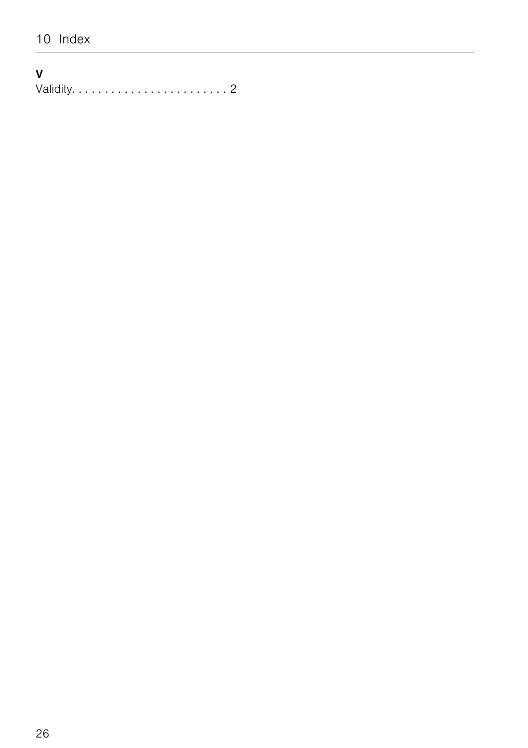**V**

Validity. . . . . . . . . . . . . . . . . . . . . . . . 2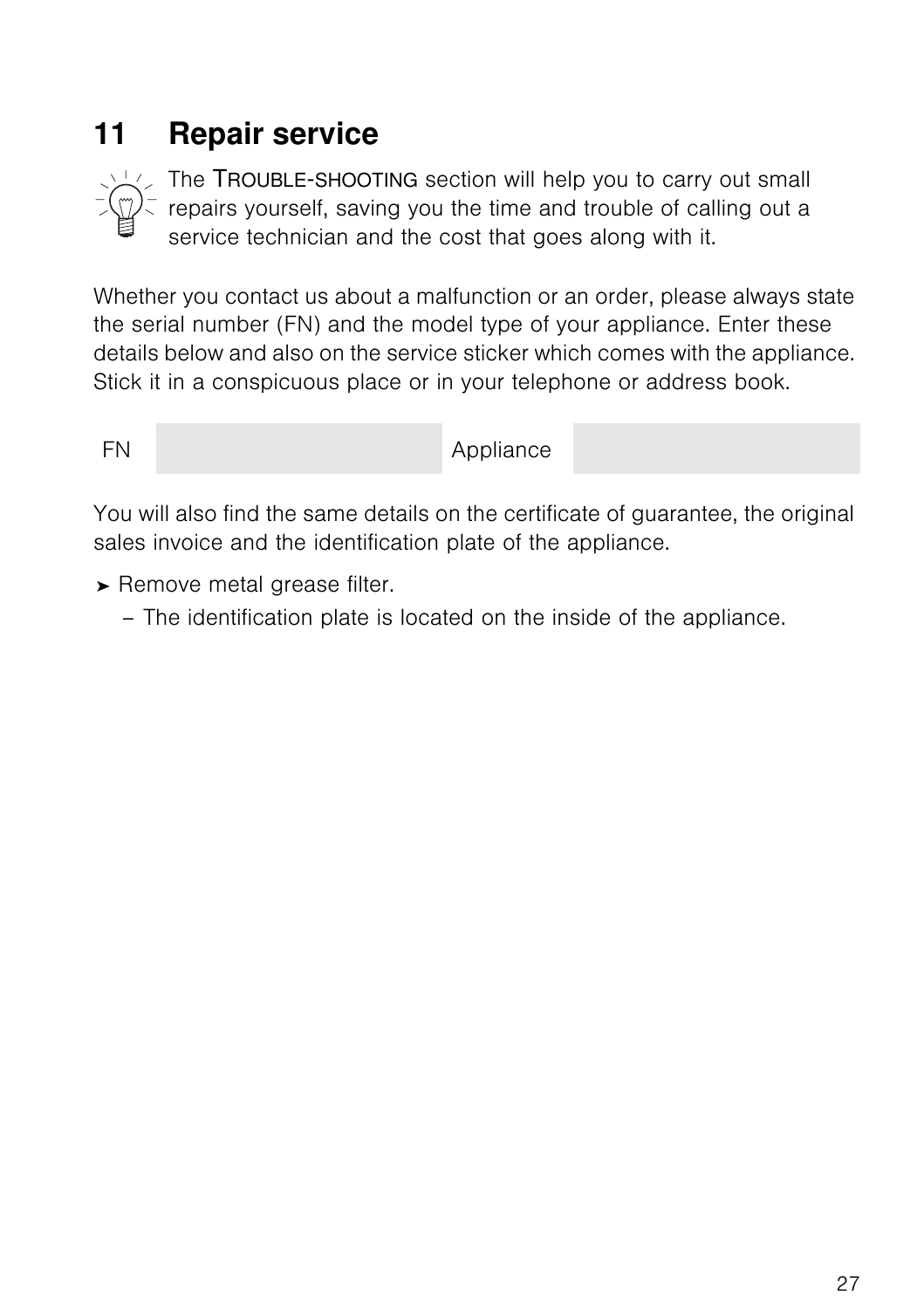# 11 Repair service

The TROUBLE-SHOOTING section will help you to carry out small repairs yourself, saving you the time and trouble of calling out a service technician and the cost that goes along with it.

Whether you contact us about a malfunction or an order, please always state the serial number (FN) and the model type of your appliance. Enter these details below and also on the service sticker which comes with the appliance. Stick it in a conspicuous place or in your telephone or address book.

| FN | | Appliance | |
|---|---|---|---|

You will also find the same details on the certificate of guarantee, the original sales invoice and the identification plate of the appliance.

➤ Remove metal grease filter.
  – The identification plate is located on the inside of the appliance.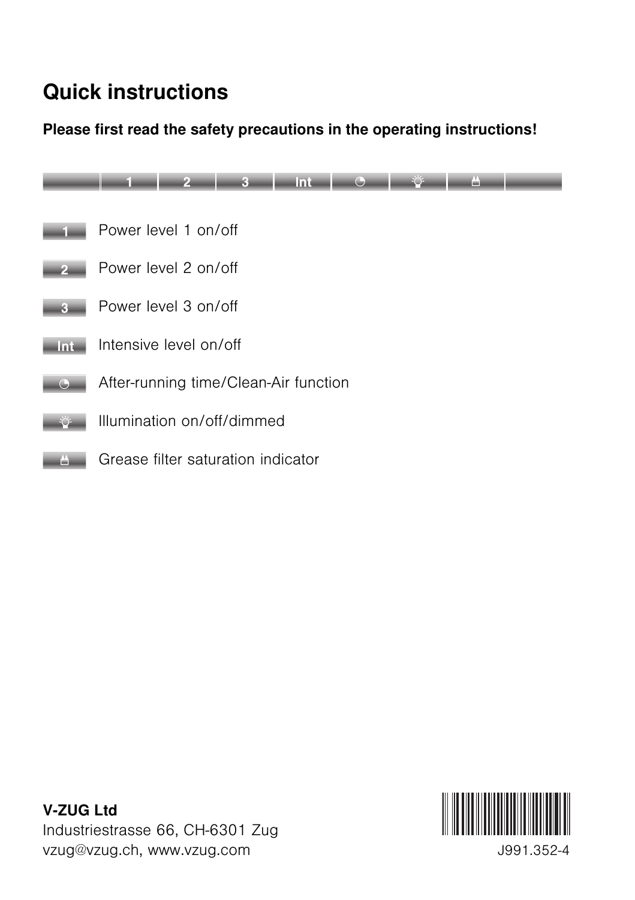# Quick instructions

**Please first read the safety precautions in the operating instructions!**

| | 1 | 2 | 3 | Int | ◔ | ☼ | ♨ | |
|---|---|---|---|---|---|---|---|---|

- **1** Power level 1 on/off
- **2** Power level 2 on/off
- **3** Power level 3 on/off
- **Int** Intensive level on/off
- **◔** After-running time/Clean-Air function
- **☼** Illumination on/off/dimmed
- **♨** Grease filter saturation indicator

**V-ZUG Ltd**
Industriestrasse 66, CH-6301 Zug
vzug@vzug.ch, www.vzug.com

J991.352-4